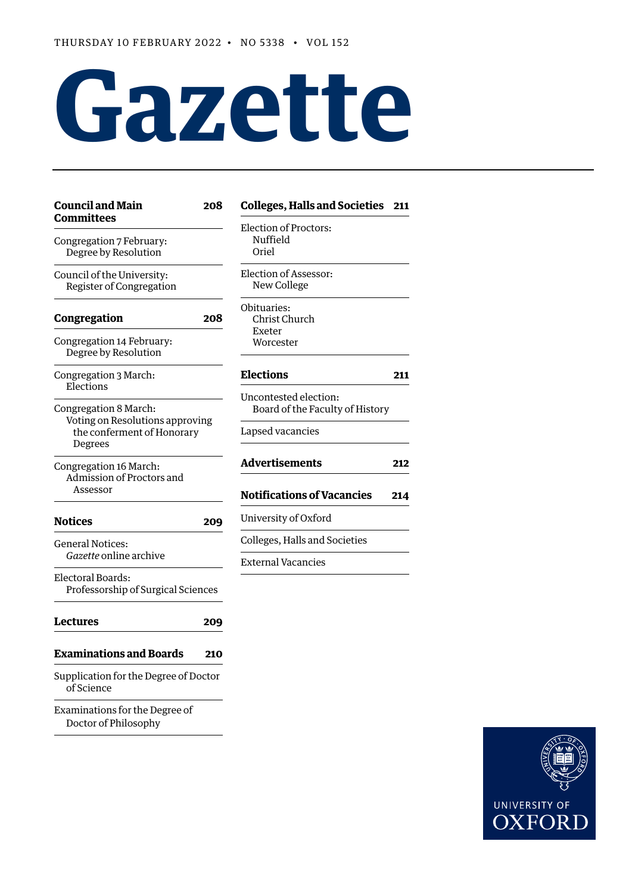THURSDAY 10 FEBRUARY 2022 • NO 5338 • VOL 152

# Gazette

## Council and Main Committees 208

Congregation 7 February:
Degree by Resolution

Council of the University:
Register of Congregation

## Congregation 208

Congregation 14 February:
Degree by Resolution

Congregation 3 March:
Elections

Congregation 8 March:
Voting on Resolutions approving the conferment of Honorary Degrees

Congregation 16 March:
Admission of Proctors and Assessor

## Notices 209

General Notices:
*Gazette* online archive

Electoral Boards:
Professorship of Surgical Sciences

## Lectures 209

## Examinations and Boards 210

Supplication for the Degree of Doctor of Science

Examinations for the Degree of Doctor of Philosophy

## Colleges, Halls and Societies 211

Election of Proctors:
Nuffield
Oriel

Election of Assessor:
New College

Obituaries:
Christ Church
Exeter
Worcester

## Elections 211

Uncontested election:
Board of the Faculty of History

Lapsed vacancies

## Advertisements 212

## Notifications of Vacancies 214

University of Oxford

Colleges, Halls and Societies

External Vacancies

UNIVERSITY OF OXFORD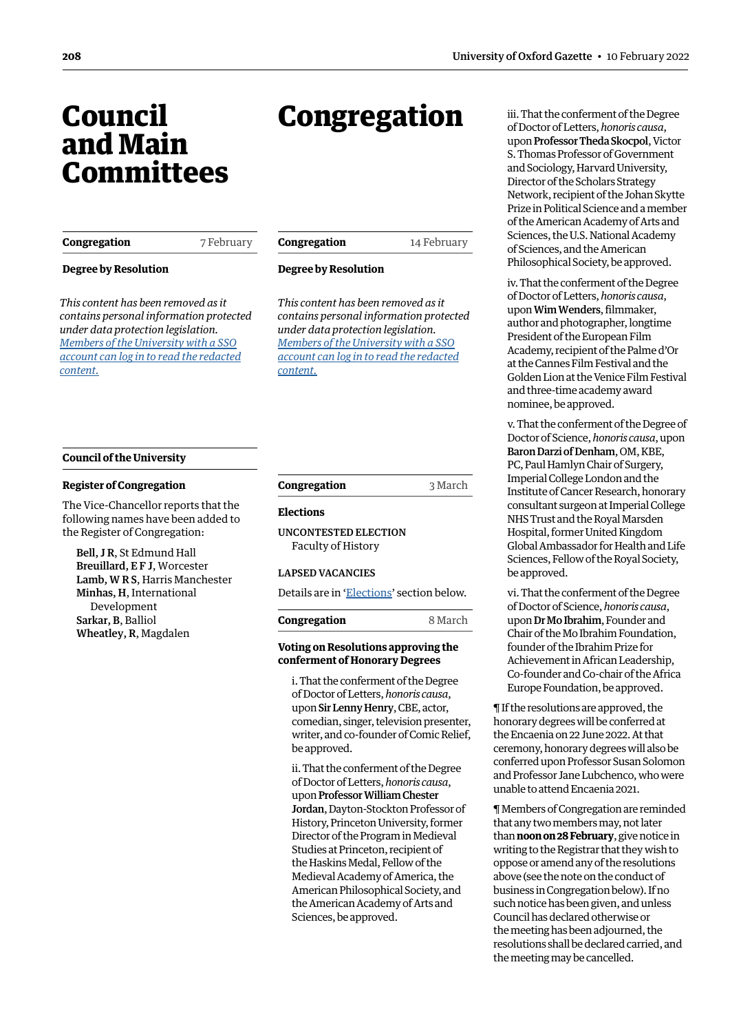# Council and Main Committees

## Congregation — 7 February

### Degree by Resolution

*This content has been removed as it contains personal information protected under data protection legislation. [Members of the University with a SSO account can log in to read the redacted content.]*

## Council of the University

### Register of Congregation

The Vice-Chancellor reports that the following names have been added to the Register of Congregation:

**Bell, J R**, St Edmund Hall
**Breuillard, E F J**, Worcester
**Lamb, W R S**, Harris Manchester
**Minhas, H**, International Development
**Sarkar, B**, Balliol
**Wheatley, R**, Magdalen

# Congregation

## Congregation — 14 February

### Degree by Resolution

*This content has been removed as it contains personal information protected under data protection legislation. [Members of the University with a SSO account can log in to read the redacted content.]*

## Congregation — 3 March

### Elections

UNCONTESTED ELECTION
Faculty of History

LAPSED VACANCIES

Details are in '[Elections]' section below.

## Congregation — 8 March

### Voting on Resolutions approving the conferment of Honorary Degrees

i. That the conferment of the Degree of Doctor of Letters, *honoris causa*, upon **Sir Lenny Henry**, CBE, actor, comedian, singer, television presenter, writer, and co-founder of Comic Relief, be approved.

ii. That the conferment of the Degree of Doctor of Letters, *honoris causa*, upon **Professor William Chester Jordan**, Dayton-Stockton Professor of History, Princeton University, former Director of the Program in Medieval Studies at Princeton, recipient of the Haskins Medal, Fellow of the Medieval Academy of America, the American Philosophical Society, and the American Academy of Arts and Sciences, be approved.

iii. That the conferment of the Degree of Doctor of Letters, *honoris causa*, upon **Professor Theda Skocpol**, Victor S. Thomas Professor of Government and Sociology, Harvard University, Director of the Scholars Strategy Network, recipient of the Johan Skytte Prize in Political Science and a member of the American Academy of Arts and Sciences, the U.S. National Academy of Sciences, and the American Philosophical Society, be approved.

iv. That the conferment of the Degree of Doctor of Letters, *honoris causa*, upon **Wim Wenders**, filmmaker, author and photographer, longtime President of the European Film Academy, recipient of the Palme d'Or at the Cannes Film Festival and the Golden Lion at the Venice Film Festival and three-time academy award nominee, be approved.

v. That the conferment of the Degree of Doctor of Science, *honoris causa*, upon **Baron Darzi of Denham**, OM, KBE, PC, Paul Hamlyn Chair of Surgery, Imperial College London and the Institute of Cancer Research, honorary consultant surgeon at Imperial College NHS Trust and the Royal Marsden Hospital, former United Kingdom Global Ambassador for Health and Life Sciences, Fellow of the Royal Society, be approved.

vi. That the conferment of the Degree of Doctor of Science, *honoris causa*, upon **Dr Mo Ibrahim**, Founder and Chair of the Mo Ibrahim Foundation, founder of the Ibrahim Prize for Achievement in African Leadership, Co-founder and Co-chair of the Africa Europe Foundation, be approved.

¶ If the resolutions are approved, the honorary degrees will be conferred at the Encaenia on 22 June 2022. At that ceremony, honorary degrees will also be conferred upon Professor Susan Solomon and Professor Jane Lubchenco, who were unable to attend Encaenia 2021.

¶ Members of Congregation are reminded that any two members may, not later than **noon on 28 February**, give notice in writing to the Registrar that they wish to oppose or amend any of the resolutions above (see the note on the conduct of business in Congregation below). If no such notice has been given, and unless Council has declared otherwise or the meeting has been adjourned, the resolutions shall be declared carried, and the meeting may be cancelled.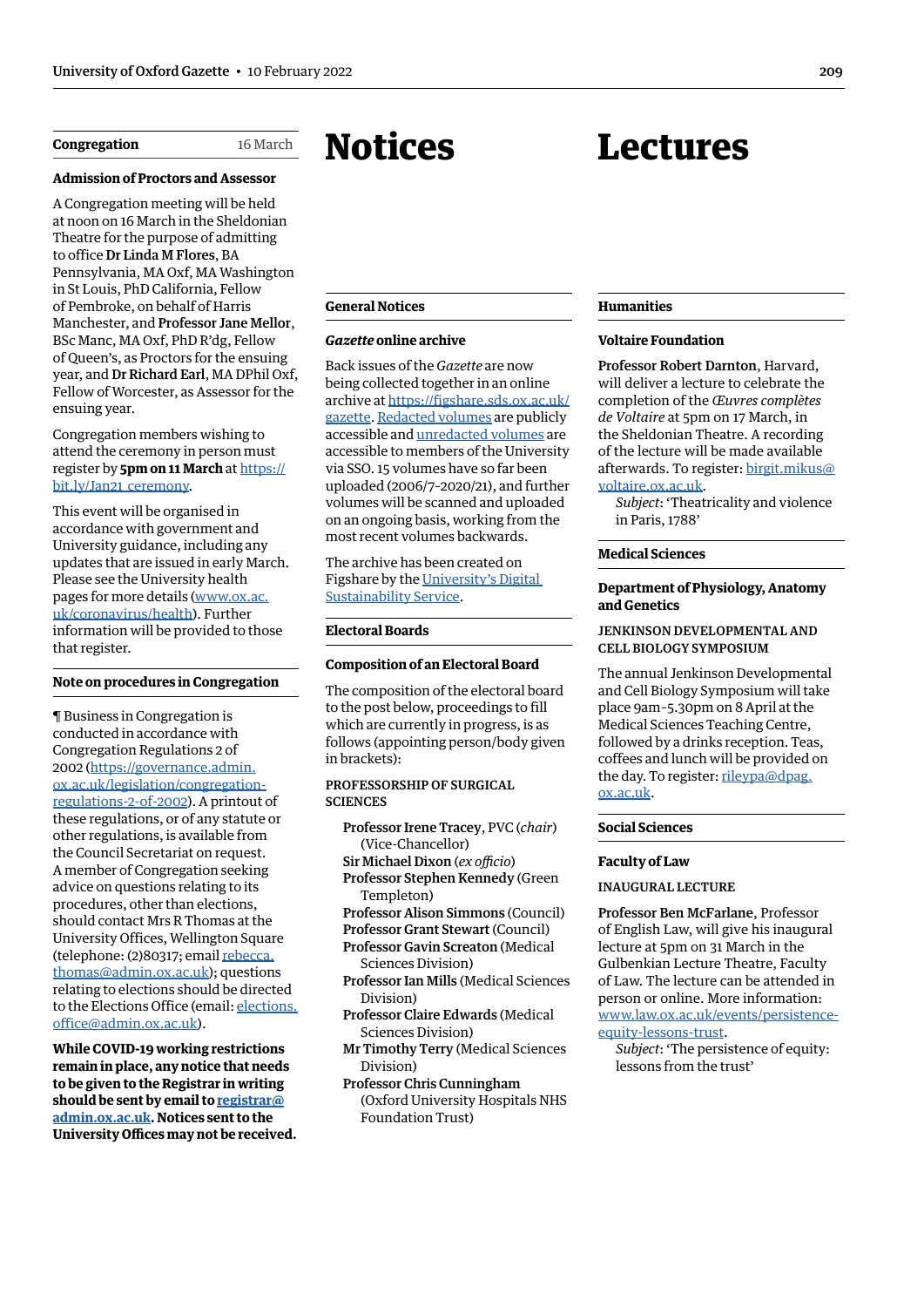## Congregation — 16 March

### Admission of Proctors and Assessor

A Congregation meeting will be held at noon on 16 March in the Sheldonian Theatre for the purpose of admitting to office **Dr Linda M Flores**, BA Pennsylvania, MA Oxf, MA Washington in St Louis, PhD California, Fellow of Pembroke, on behalf of Harris Manchester, and **Professor Jane Mellor**, BSc Manc, MA Oxf, PhD R'dg, Fellow of Queen's, as Proctors for the ensuing year, and **Dr Richard Earl**, MA DPhil Oxf, Fellow of Worcester, as Assessor for the ensuing year.

Congregation members wishing to attend the ceremony in person must register by **5pm on 11 March** at https://bit.ly/Jan21_ceremony.

This event will be organised in accordance with government and University guidance, including any updates that are issued in early March. Please see the University health pages for more details (www.ox.ac.uk/coronavirus/health). Further information will be provided to those that register.

### Note on procedures in Congregation

¶ Business in Congregation is conducted in accordance with Congregation Regulations 2 of 2002 (https://governance.admin.ox.ac.uk/legislation/congregation-regulations-2-of-2002). A printout of these regulations, or of any statute or other regulations, is available from the Council Secretariat on request. A member of Congregation seeking advice on questions relating to its procedures, other than elections, should contact Mrs R Thomas at the University Offices, Wellington Square (telephone: (2)80317; email rebecca.thomas@admin.ox.ac.uk); questions relating to elections should be directed to the Elections Office (email: elections.office@admin.ox.ac.uk).

**While COVID-19 working restrictions remain in place, any notice that needs to be given to the Registrar in writing should be sent by email to registrar@admin.ox.ac.uk. Notices sent to the University Offices may not be received.**

# Notices

## General Notices

### *Gazette* online archive

Back issues of the *Gazette* are now being collected together in an online archive at https://figshare.sds.ox.ac.uk/gazette. Redacted volumes are publicly accessible and unredacted volumes are accessible to members of the University via SSO. 15 volumes have so far been uploaded (2006/7-2020/21), and further volumes will be scanned and uploaded on an ongoing basis, working from the most recent volumes backwards.

The archive has been created on Figshare by the University's Digital Sustainability Service.

## Electoral Boards

### Composition of an Electoral Board

The composition of the electoral board to the post below, proceedings to fill which are currently in progress, is as follows (appointing person/body given in brackets):

PROFESSORSHIP OF SURGICAL SCIENCES

**Professor Irene Tracey**, PVC (*chair*) (Vice-Chancellor)
**Sir Michael Dixon** (*ex officio*)
**Professor Stephen Kennedy** (Green Templeton)
**Professor Alison Simmons** (Council)
**Professor Grant Stewart** (Council)
**Professor Gavin Screaton** (Medical Sciences Division)
**Professor Ian Mills** (Medical Sciences Division)
**Professor Claire Edwards** (Medical Sciences Division)
**Mr Timothy Terry** (Medical Sciences Division)
**Professor Chris Cunningham** (Oxford University Hospitals NHS Foundation Trust)

# Lectures

## Humanities

### Voltaire Foundation

**Professor Robert Darnton**, Harvard, will deliver a lecture to celebrate the completion of the *Œuvres complètes de Voltaire* at 5pm on 17 March, in the Sheldonian Theatre. A recording of the lecture will be made available afterwards. To register: birgit.mikus@voltaire.ox.ac.uk.

*Subject*: 'Theatricality and violence in Paris, 1788'

## Medical Sciences

### Department of Physiology, Anatomy and Genetics

JENKINSON DEVELOPMENTAL AND CELL BIOLOGY SYMPOSIUM

The annual Jenkinson Developmental and Cell Biology Symposium will take place 9am-5.30pm on 8 April at the Medical Sciences Teaching Centre, followed by a drinks reception. Teas, coffees and lunch will be provided on the day. To register: rileypa@dpag.ox.ac.uk.

## Social Sciences

### Faculty of Law

INAUGURAL LECTURE

**Professor Ben McFarlane**, Professor of English Law, will give his inaugural lecture at 5pm on 31 March in the Gulbenkian Lecture Theatre, Faculty of Law. The lecture can be attended in person or online. More information: www.law.ox.ac.uk/events/persistence-equity-lessons-trust.

*Subject*: 'The persistence of equity: lessons from the trust'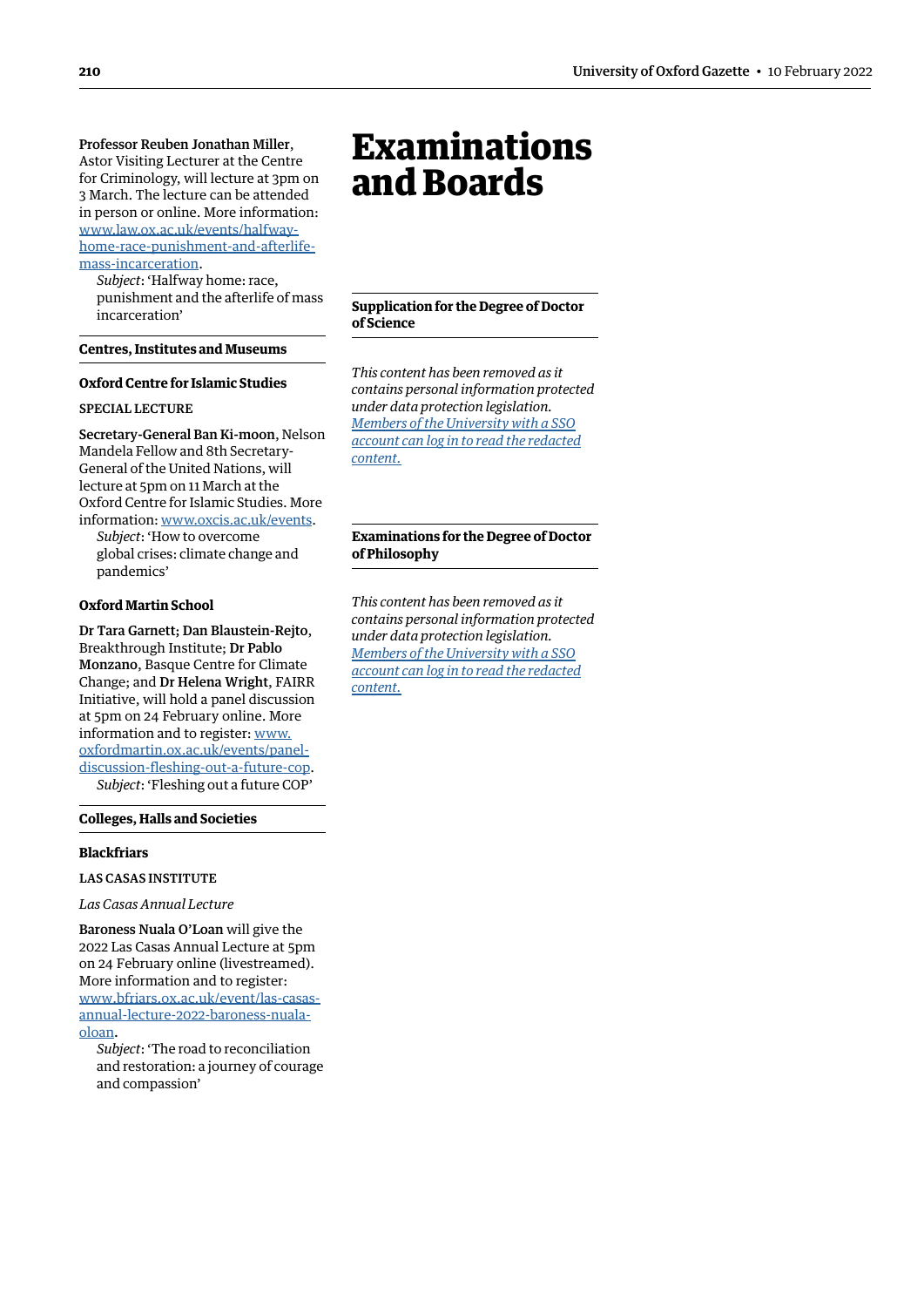**Professor Reuben Jonathan Miller**, Astor Visiting Lecturer at the Centre for Criminology, will lecture at 3pm on 3 March. The lecture can be attended in person or online. More information: [www.law.ox.ac.uk/events/halfway-home-race-punishment-and-afterlife-mass-incarceration](www.law.ox.ac.uk/events/halfway-home-race-punishment-and-afterlife-mass-incarceration).

*Subject*: 'Halfway home: race, punishment and the afterlife of mass incarceration'

## Centres, Institutes and Museums

### Oxford Centre for Islamic Studies

SPECIAL LECTURE

**Secretary-General Ban Ki-moon**, Nelson Mandela Fellow and 8th Secretary-General of the United Nations, will lecture at 5pm on 11 March at the Oxford Centre for Islamic Studies. More information: [www.oxcis.ac.uk/events](www.oxcis.ac.uk/events).

*Subject*: 'How to overcome global crises: climate change and pandemics'

### Oxford Martin School

**Dr Tara Garnett**; **Dan Blaustein-Rejto**, Breakthrough Institute; **Dr Pablo Monzano**, Basque Centre for Climate Change; and **Dr Helena Wright**, FAIRR Initiative, will hold a panel discussion at 5pm on 24 February online. More information and to register: [www.oxfordmartin.ox.ac.uk/events/panel-discussion-fleshing-out-a-future-cop](www.oxfordmartin.ox.ac.uk/events/panel-discussion-fleshing-out-a-future-cop).

*Subject*: 'Fleshing out a future COP'

## Colleges, Halls and Societies

### Blackfriars

LAS CASAS INSTITUTE

*Las Casas Annual Lecture*

**Baroness Nuala O'Loan** will give the 2022 Las Casas Annual Lecture at 5pm on 24 February online (livestreamed). More information and to register: [www.bfriars.ox.ac.uk/event/las-casas-annual-lecture-2022-baroness-nuala-oloan](www.bfriars.ox.ac.uk/event/las-casas-annual-lecture-2022-baroness-nuala-oloan).

*Subject*: 'The road to reconciliation and restoration: a journey of courage and compassion'

# Examinations and Boards

## Supplication for the Degree of Doctor of Science

*This content has been removed as it contains personal information protected under data protection legislation. Members of the University with a SSO account can log in to read the redacted content.*

## Examinations for the Degree of Doctor of Philosophy

*This content has been removed as it contains personal information protected under data protection legislation. Members of the University with a SSO account can log in to read the redacted content.*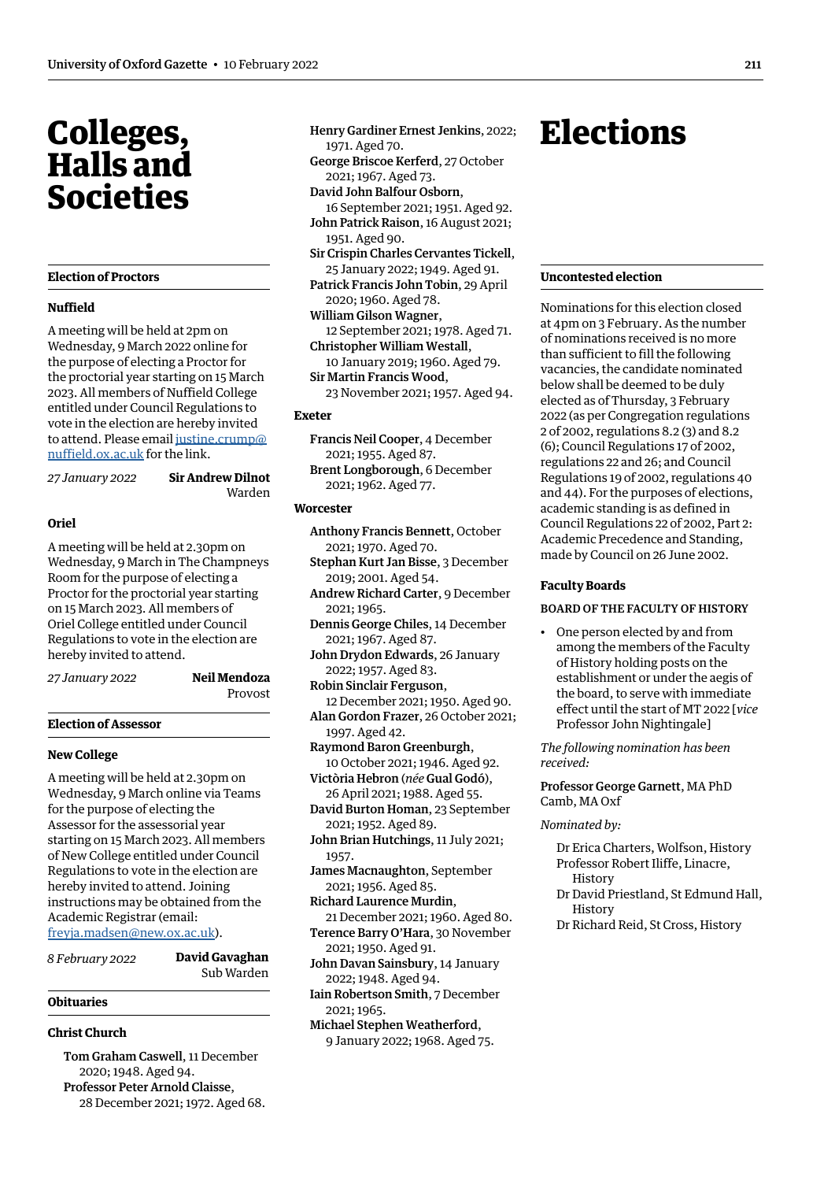# Colleges, Halls and Societies

## Election of Proctors

### Nuffield

A meeting will be held at 2pm on Wednesday, 9 March 2022 online for the purpose of electing a Proctor for the proctorial year starting on 15 March 2023. All members of Nuffield College entitled under Council Regulations to vote in the election are hereby invited to attend. Please email justine.crump@nuffield.ox.ac.uk for the link.

*27 January 2022* **Sir Andrew Dilnot** Warden

### Oriel

A meeting will be held at 2.30pm on Wednesday, 9 March in The Champneys Room for the purpose of electing a Proctor for the proctorial year starting on 15 March 2023. All members of Oriel College entitled under Council Regulations to vote in the election are hereby invited to attend.

*27 January 2022* **Neil Mendoza** Provost

## Election of Assessor

### New College

A meeting will be held at 2.30pm on Wednesday, 9 March online via Teams for the purpose of electing the Assessor for the assessorial year starting on 15 March 2023. All members of New College entitled under Council Regulations to vote in the election are hereby invited to attend. Joining instructions may be obtained from the Academic Registrar (email: freyja.madsen@new.ox.ac.uk).

*8 February 2022* **David Gavaghan** Sub Warden

## Obituaries

### Christ Church

**Tom Graham Caswell**, 11 December 2020; 1948. Aged 94.
**Professor Peter Arnold Claisse**, 28 December 2021; 1972. Aged 68.
**Henry Gardiner Ernest Jenkins**, 2022; 1971. Aged 70.
**George Briscoe Kerferd**, 27 October 2021; 1967. Aged 73.
**David John Balfour Osborn**, 16 September 2021; 1951. Aged 92.
**John Patrick Raison**, 16 August 2021; 1951. Aged 90.
**Sir Crispin Charles Cervantes Tickell**, 25 January 2022; 1949. Aged 91.
**Patrick Francis John Tobin**, 29 April 2020; 1960. Aged 78.
**William Gilson Wagner**, 12 September 2021; 1978. Aged 71.
**Christopher William Westall**, 10 January 2019; 1960. Aged 79.
**Sir Martin Francis Wood**, 23 November 2021; 1957. Aged 94.

### Exeter

**Francis Neil Cooper**, 4 December 2021; 1955. Aged 87.
**Brent Longborough**, 6 December 2021; 1962. Aged 77.

### Worcester

**Anthony Francis Bennett**, October 2021; 1970. Aged 70.
**Stephan Kurt Jan Bisse**, 3 December 2019; 2001. Aged 54.
**Andrew Richard Carter**, 9 December 2021; 1965.
**Dennis George Chiles**, 14 December 2021; 1967. Aged 87.
**John Drydon Edwards**, 26 January 2022; 1957. Aged 83.
**Robin Sinclair Ferguson**, 12 December 2021; 1950. Aged 90.
**Alan Gordon Frazer**, 26 October 2021; 1997. Aged 42.
**Raymond Baron Greenburgh**, 10 October 2021; 1946. Aged 92.
**Victòria Hebron** (*née* **Gual Godó**), 26 April 2021; 1988. Aged 55.
**David Burton Homan**, 23 September 2021; 1952. Aged 89.
**John Brian Hutchings**, 11 July 2021; 1957.
**James Macnaughton**, September 2021; 1956. Aged 85.
**Richard Laurence Murdin**, 21 December 2021; 1960. Aged 80.
**Terence Barry O'Hara**, 30 November 2021; 1950. Aged 91.
**John Davan Sainsbury**, 14 January 2022; 1948. Aged 94.
**Iain Robertson Smith**, 7 December 2021; 1965.
**Michael Stephen Weatherford**, 9 January 2022; 1968. Aged 75.

# Elections

## Uncontested election

Nominations for this election closed at 4pm on 3 February. As the number of nominations received is no more than sufficient to fill the following vacancies, the candidate nominated below shall be deemed to be duly elected as of Thursday, 3 February 2022 (as per Congregation regulations 2 of 2002, regulations 8.2 (3) and 8.2 (6); Council Regulations 17 of 2002, regulations 22 and 26; and Council Regulations 19 of 2002, regulations 40 and 44). For the purposes of elections, academic standing is as defined in Council Regulations 22 of 2002, Part 2: Academic Precedence and Standing, made by Council on 26 June 2002.

### Faculty Boards

#### BOARD OF THE FACULTY OF HISTORY

- One person elected by and from among the members of the Faculty of History holding posts on the establishment or under the aegis of the board, to serve with immediate effect until the start of MT 2022 [*vice* Professor John Nightingale]

*The following nomination has been received:*

**Professor George Garnett**, MA PhD Camb, MA Oxf

*Nominated by:*

Dr Erica Charters, Wolfson, History
Professor Robert Iliffe, Linacre, History
Dr David Priestland, St Edmund Hall, History
Dr Richard Reid, St Cross, History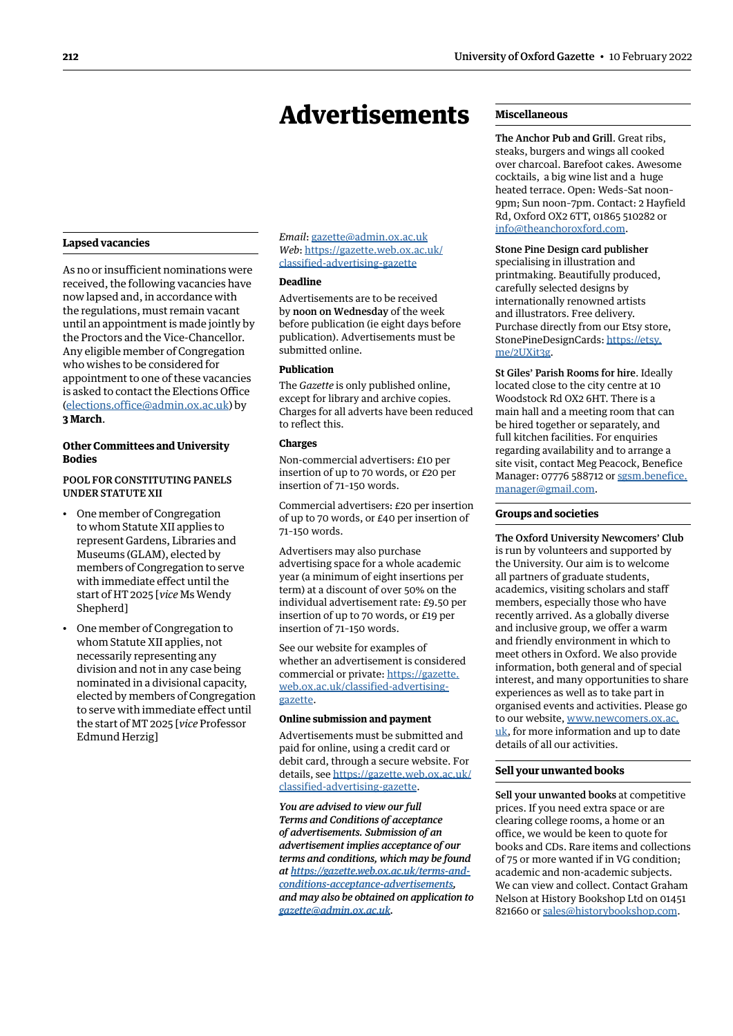## Lapsed vacancies

As no or insufficient nominations were received, the following vacancies have now lapsed and, in accordance with the regulations, must remain vacant until an appointment is made jointly by the Proctors and the Vice-Chancellor. Any eligible member of Congregation who wishes to be considered for appointment to one of these vacancies is asked to contact the Elections Office (elections.office@admin.ox.ac.uk) by **3 March**.

### Other Committees and University Bodies

#### POOL FOR CONSTITUTING PANELS UNDER STATUTE XII

- One member of Congregation to whom Statute XII applies to represent Gardens, Libraries and Museums (GLAM), elected by members of Congregation to serve with immediate effect until the start of HT 2025 [*vice* Ms Wendy Shepherd]
- One member of Congregation to whom Statute XII applies, not necessarily representing any division and not in any case being nominated in a divisional capacity, elected by members of Congregation to serve with immediate effect until the start of MT 2025 [*vice* Professor Edmund Herzig]

# Advertisements

*Email*: gazette@admin.ox.ac.uk
*Web*: https://gazette.web.ox.ac.uk/classified-advertising-gazette

### Deadline

Advertisements are to be received by **noon on Wednesday** of the week before publication (ie eight days before publication). Advertisements must be submitted online.

### Publication

The *Gazette* is only published online, except for library and archive copies. Charges for all adverts have been reduced to reflect this.

### Charges

Non-commercial advertisers: £10 per insertion of up to 70 words, or £20 per insertion of 71–150 words.

Commercial advertisers: £20 per insertion of up to 70 words, or £40 per insertion of 71–150 words.

Advertisers may also purchase advertising space for a whole academic year (a minimum of eight insertions per term) at a discount of over 50% on the individual advertisement rate: £9.50 per insertion of up to 70 words, or £19 per insertion of 71-150 words.

See our website for examples of whether an advertisement is considered commercial or private: https://gazette.web.ox.ac.uk/classified-advertising-gazette.

### Online submission and payment

Advertisements must be submitted and paid for online, using a credit card or debit card, through a secure website. For details, see https://gazette.web.ox.ac.uk/classified-advertising-gazette.

***You are advised to view our full Terms and Conditions of acceptance of advertisements. Submission of an advertisement implies acceptance of our terms and conditions, which may be found at https://gazette.web.ox.ac.uk/terms-and-conditions-acceptance-advertisements, and may also be obtained on application to gazette@admin.ox.ac.uk.***

## Miscellaneous

**The Anchor Pub and Grill**. Great ribs, steaks, burgers and wings all cooked over charcoal. Barefoot cakes. Awesome cocktails, a big wine list and a huge heated terrace. Open: Weds-Sat noon-9pm; Sun noon-7pm. Contact: 2 Hayfield Rd, Oxford OX2 6TT, 01865 510282 or info@theanchoroxford.com.

**Stone Pine Design card publisher** specialising in illustration and printmaking. Beautifully produced, carefully selected designs by internationally renowned artists and illustrators. Free delivery. Purchase directly from our Etsy store, StonePineDesignCards: https://etsy.me/2UXit3g.

**St Giles' Parish Rooms for hire**. Ideally located close to the city centre at 10 Woodstock Rd OX2 6HT. There is a main hall and a meeting room that can be hired together or separately, and full kitchen facilities. For enquiries regarding availability and to arrange a site visit, contact Meg Peacock, Benefice Manager: 07776 588712 or sgsm.benefice.manager@gmail.com.

## Groups and societies

**The Oxford University Newcomers' Club** is run by volunteers and supported by the University. Our aim is to welcome all partners of graduate students, academics, visiting scholars and staff members, especially those who have recently arrived. As a globally diverse and inclusive group, we offer a warm and friendly environment in which to meet others in Oxford. We also provide information, both general and of special interest, and many opportunities to share experiences as well as to take part in organised events and activities. Please go to our website, www.newcomers.ox.ac.uk, for more information and up to date details of all our activities.

## Sell your unwanted books

**Sell your unwanted books** at competitive prices. If you need extra space or are clearing college rooms, a home or an office, we would be keen to quote for books and CDs. Rare items and collections of 75 or more wanted if in VG condition; academic and non-academic subjects. We can view and collect. Contact Graham Nelson at History Bookshop Ltd on 01451 821660 or sales@historybookshop.com.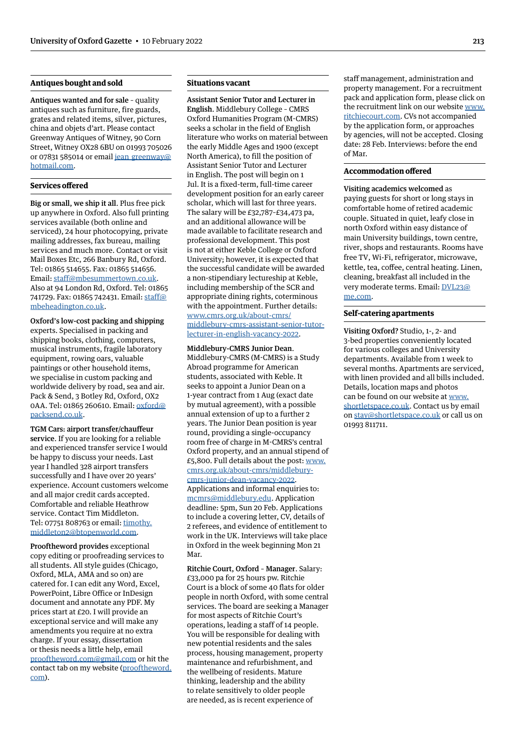## Antiques bought and sold

**Antiques wanted and for sale** – quality antiques such as furniture, fire guards, grates and related items, silver, pictures, china and objets d'art. Please contact Greenway Antiques of Witney, 90 Corn Street, Witney OX28 6BU on 01993 705026 or 07831 585014 or email jean_greenway@hotmail.com.

## Services offered

**Big or small, we ship it all**. Plus free pick up anywhere in Oxford. Also full printing services available (both online and serviced), 24 hour photocopying, private mailing addresses, fax bureau, mailing services and much more. Contact or visit Mail Boxes Etc, 266 Banbury Rd, Oxford. Tel: 01865 514655. Fax: 01865 514656. Email: staff@mbesummertown.co.uk. Also at 94 London Rd, Oxford. Tel: 01865 741729. Fax: 01865 742431. Email: staff@mbeheadington.co.uk.

**Oxford's low-cost packing and shipping** experts. Specialised in packing and shipping books, clothing, computers, musical instruments, fragile laboratory equipment, rowing oars, valuable paintings or other household items, we specialise in custom packing and worldwide delivery by road, sea and air. Pack & Send, 3 Botley Rd, Oxford, OX2 0AA. Tel: 01865 260610. Email: oxford@packsend.co.uk.

**TGM Cars: airport transfer/chauffeur service**. If you are looking for a reliable and experienced transfer service I would be happy to discuss your needs. Last year I handled 328 airport transfers successfully and I have over 20 years' experience. Account customers welcome and all major credit cards accepted. Comfortable and reliable Heathrow service. Contact Tim Middleton. Tel: 07751 808763 or email: timothy.middleton2@btopenworld.com.

**Prooftheword provides** exceptional copy editing or proofreading services to all students. All style guides (Chicago, Oxford, MLA, AMA and so on) are catered for. I can edit any Word, Excel, PowerPoint, Libre Office or InDesign document and annotate any PDF. My prices start at £20. I will provide an exceptional service and will make any amendments you require at no extra charge. If your essay, dissertation or thesis needs a little help, email prooftheword.com@gmail.com or hit the contact tab on my website (prooftheword.com).

## Situations vacant

**Assistant Senior Tutor and Lecturer in English**. Middlebury College – CMRS Oxford Humanities Program (M-CMRS) seeks a scholar in the field of English literature who works on material between the early Middle Ages and 1900 (except North America), to fill the position of Assistant Senior Tutor and Lecturer in English. The post will begin on 1 Jul. It is a fixed-term, full-time career development position for an early career scholar, which will last for three years. The salary will be £32,787–£34,473 pa, and an additional allowance will be made available to facilitate research and professional development. This post is not at either Keble College or Oxford University; however, it is expected that the successful candidate will be awarded a non-stipendiary lectureship at Keble, including membership of the SCR and appropriate dining rights, coterminous with the appointment. Further details: www.cmrs.org.uk/about-cmrs/middlebury-cmrs-assistant-senior-tutor-lecturer-in-english-vacancy-2022.

**Middlebury-CMRS Junior Dean**. Middlebury-CMRS (M-CMRS) is a Study Abroad programme for American students, associated with Keble. It seeks to appoint a Junior Dean on a 1-year contract from 1 Aug (exact date by mutual agreement), with a possible annual extension of up to a further 2 years. The Junior Dean position is year round, providing a single-occupancy room free of charge in M-CMRS's central Oxford property, and an annual stipend of £5,800. Full details about the post: www.cmrs.org.uk/about-cmrs/middlebury-cmrs-junior-dean-vacancy-2022. Applications and informal enquiries to: mcmrs@middlebury.edu. Application deadline: 5pm, Sun 20 Feb. Applications to include a covering letter, CV, details of 2 referees, and evidence of entitlement to work in the UK. Interviews will take place in Oxford in the week beginning Mon 21 Mar.

**Ritchie Court, Oxford – Manager**. Salary: £33,000 pa for 25 hours pw. Ritchie Court is a block of some 40 flats for older people in north Oxford, with some central services. The board are seeking a Manager for most aspects of Ritchie Court's operations, leading a staff of 14 people. You will be responsible for dealing with new potential residents and the sales process, housing management, property maintenance and refurbishment, and the wellbeing of residents. Mature thinking, leadership and the ability to relate sensitively to older people are needed, as is recent experience of staff management, administration and property management. For a recruitment pack and application form, please click on the recruitment link on our website www.ritchiecourt.com. CVs not accompanied by the application form, or approaches by agencies, will not be accepted. Closing date: 28 Feb. Interviews: before the end of Mar.

## Accommodation offered

**Visiting academics welcomed** as paying guests for short or long stays in comfortable home of retired academic couple. Situated in quiet, leafy close in north Oxford within easy distance of main University buildings, town centre, river, shops and restaurants. Rooms have free TV, Wi-Fi, refrigerator, microwave, kettle, tea, coffee, central heating. Linen, cleaning, breakfast all included in the very moderate terms. Email: DVL23@me.com.

## Self-catering apartments

**Visiting Oxford?** Studio, 1-, 2- and 3-bed properties conveniently located for various colleges and University departments. Available from 1 week to several months. Apartments are serviced, with linen provided and all bills included. Details, location maps and photos can be found on our website at www.shortletspace.co.uk. Contact us by email on stay@shortletspace.co.uk or call us on 01993 811711.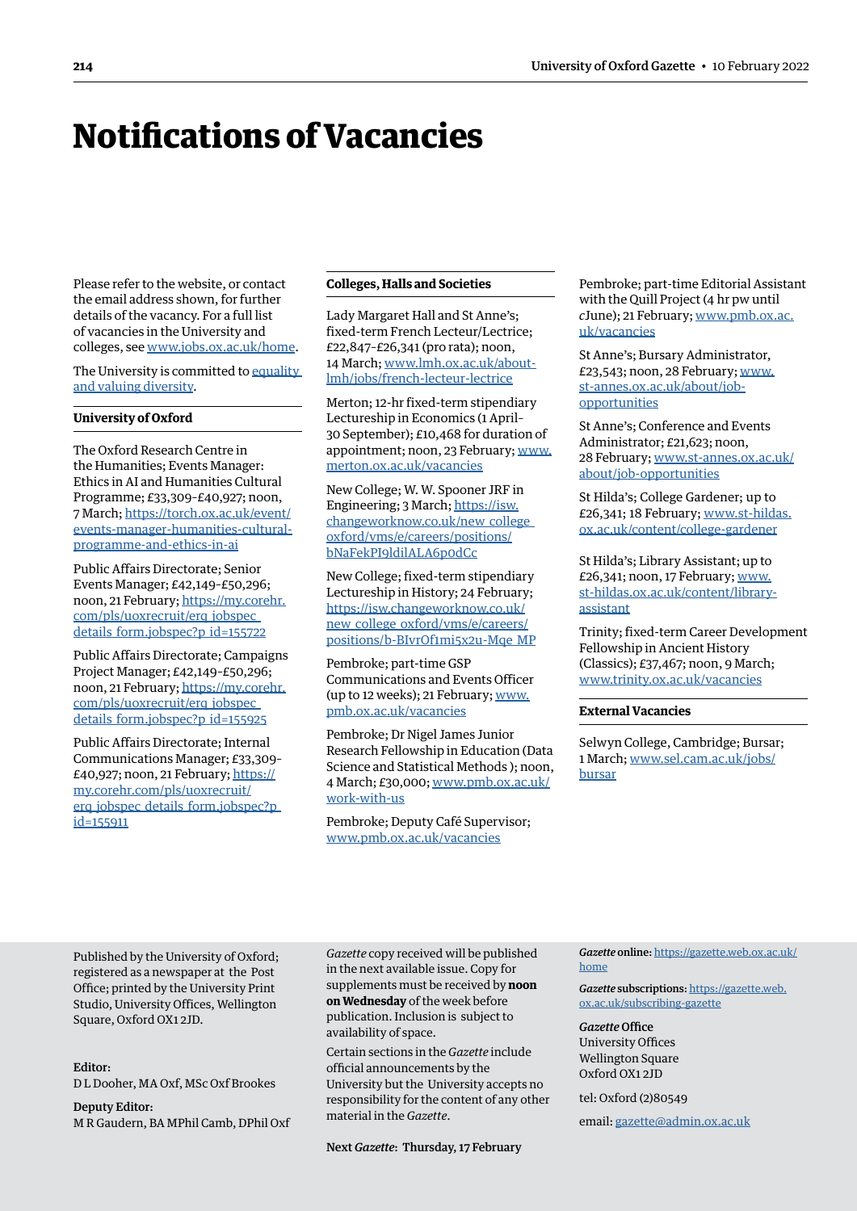# Notifications of Vacancies

Please refer to the website, or contact the email address shown, for further details of the vacancy. For a full list of vacancies in the University and colleges, see [www.jobs.ox.ac.uk/home](www.jobs.ox.ac.uk/home).

The University is committed to [equality and valuing diversity](#).

## University of Oxford

The Oxford Research Centre in the Humanities; Events Manager: Ethics in AI and Humanities Cultural Programme; £33,309–£40,927; noon, 7 March; [https://torch.ox.ac.uk/event/events-manager-humanities-cultural-programme-and-ethics-in-ai](https://torch.ox.ac.uk/event/events-manager-humanities-cultural-programme-and-ethics-in-ai)

Public Affairs Directorate; Senior Events Manager; £42,149–£50,296; noon, 21 February; [https://my.corehr.com/pls/uoxrecruit/erq_jobspec_details_form.jobspec?p_id=155722](https://my.corehr.com/pls/uoxrecruit/erq_jobspec_details_form.jobspec?p_id=155722)

Public Affairs Directorate; Campaigns Project Manager; £42,149–£50,296; noon, 21 February; [https://my.corehr.com/pls/uoxrecruit/erq_jobspec_details_form.jobspec?p_id=155925](https://my.corehr.com/pls/uoxrecruit/erq_jobspec_details_form.jobspec?p_id=155925)

Public Affairs Directorate; Internal Communications Manager; £33,309–£40,927; noon, 21 February; [https://my.corehr.com/pls/uoxrecruit/erq_jobspec_details_form.jobspec?p_id=155911](https://my.corehr.com/pls/uoxrecruit/erq_jobspec_details_form.jobspec?p_id=155911)

## Colleges, Halls and Societies

Lady Margaret Hall and St Anne's; fixed-term French Lecteur/Lectrice; £22,847–£26,341 (pro rata); noon, 14 March; [www.lmh.ox.ac.uk/about-lmh/jobs/french-lecteur-lectrice](www.lmh.ox.ac.uk/about-lmh/jobs/french-lecteur-lectrice)

Merton; 12-hr fixed-term stipendiary Lectureship in Economics (1 April–30 September); £10,468 for duration of appointment; noon, 23 February; [www.merton.ox.ac.uk/vacancies](www.merton.ox.ac.uk/vacancies)

New College; W. W. Spooner JRF in Engineering; 3 March; [https://isw.changeworknow.co.uk/new_college_oxford/vms/e/careers/positions/bNaFekPI9ldilALA6p0dCc](https://isw.changeworknow.co.uk/new_college_oxford/vms/e/careers/positions/bNaFekPI9ldilALA6p0dCc)

New College; fixed-term stipendiary Lectureship in History; 24 February; [https://isw.changeworknow.co.uk/new_college_oxford/vms/e/careers/positions/b-BIvrOf1mi5x2u-Mqe_MP](https://isw.changeworknow.co.uk/new_college_oxford/vms/e/careers/positions/b-BIvrOf1mi5x2u-Mqe_MP)

Pembroke; part-time GSP Communications and Events Officer (up to 12 weeks); 21 February; [www.pmb.ox.ac.uk/vacancies](www.pmb.ox.ac.uk/vacancies)

Pembroke; Dr Nigel James Junior Research Fellowship in Education (Data Science and Statistical Methods ); noon, 4 March; £30,000; [www.pmb.ox.ac.uk/work-with-us](www.pmb.ox.ac.uk/work-with-us)

Pembroke; Deputy Café Supervisor; [www.pmb.ox.ac.uk/vacancies](www.pmb.ox.ac.uk/vacancies)

Pembroke; part-time Editorial Assistant with the Quill Project (4 hr pw until *c*June); 21 February; [www.pmb.ox.ac.uk/vacancies](www.pmb.ox.ac.uk/vacancies)

St Anne's; Bursary Administrator, £23,543; noon, 28 February; [www.st-annes.ox.ac.uk/about/job-opportunities](www.st-annes.ox.ac.uk/about/job-opportunities)

St Anne's; Conference and Events Administrator; £21,623; noon, 28 February; [www.st-annes.ox.ac.uk/about/job-opportunities](www.st-annes.ox.ac.uk/about/job-opportunities)

St Hilda's; College Gardener; up to £26,341; 18 February; [www.st-hildas.ox.ac.uk/content/college-gardener](www.st-hildas.ox.ac.uk/content/college-gardener)

St Hilda's; Library Assistant; up to £26,341; noon, 17 February; [www.st-hildas.ox.ac.uk/content/library-assistant](www.st-hildas.ox.ac.uk/content/library-assistant)

Trinity; fixed-term Career Development Fellowship in Ancient History (Classics); £37,467; noon, 9 March; [www.trinity.ox.ac.uk/vacancies](www.trinity.ox.ac.uk/vacancies)

## External Vacancies

Selwyn College, Cambridge; Bursar; 1 March; [www.sel.cam.ac.uk/jobs/bursar](www.sel.cam.ac.uk/jobs/bursar)

---

Published by the University of Oxford; registered as a newspaper at the Post Office; printed by the University Print Studio, University Offices, Wellington Square, Oxford OX1 2JD.

**Editor:**
D L Dooher, MA Oxf, MSc Oxf Brookes

**Deputy Editor:**
M R Gaudern, BA MPhil Camb, DPhil Oxf

*Gazette* copy received will be published in the next available issue. Copy for supplements must be received by **noon on Wednesday** of the week before publication. Inclusion is subject to availability of space.

Certain sections in the *Gazette* include official announcements by the University but the University accepts no responsibility for the content of any other material in the *Gazette*.

**Next *Gazette*: Thursday, 17 February**

***Gazette* online:** [https://gazette.web.ox.ac.uk/home](https://gazette.web.ox.ac.uk/home)

***Gazette* subscriptions:** [https://gazette.web.ox.ac.uk/subscribing-gazette](https://gazette.web.ox.ac.uk/subscribing-gazette)

***Gazette* Office**
University Offices
Wellington Square
Oxford OX1 2JD

tel: Oxford (2)80549

email: [gazette@admin.ox.ac.uk](mailto:gazette@admin.ox.ac.uk)